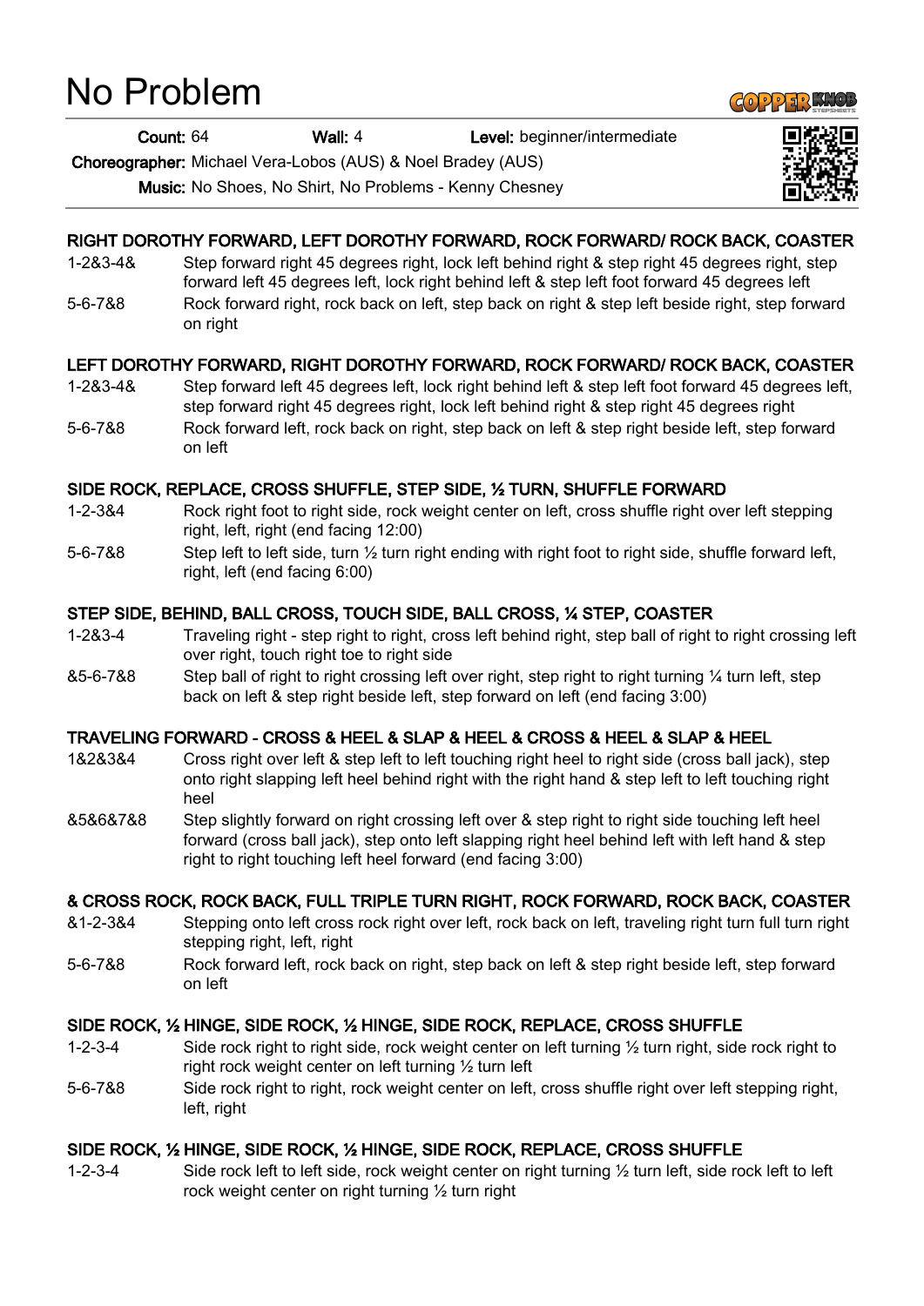# No Problem

**Count:** 64 **Wall:** 4 **Level:** beginner/intermediate

**Choreographer:** Michael Vera-Lobos (AUS) & Noel Bradey (AUS)

**Music:** No Shoes, No Shirt, No Problems - Kenny Chesney

### RIGHT DOROTHY FORWARD, LEFT DOROTHY FORWARD, ROCK FORWARD/ ROCK BACK, COASTER

| | |
|---|---|
| 1-2&3-4& | Step forward right 45 degrees right, lock left behind right & step right 45 degrees right, step forward left 45 degrees left, lock right behind left & step left foot forward 45 degrees left |
| 5-6-7&8 | Rock forward right, rock back on left, step back on right & step left beside right, step forward on right |

### LEFT DOROTHY FORWARD, RIGHT DOROTHY FORWARD, ROCK FORWARD/ ROCK BACK, COASTER

| | |
|---|---|
| 1-2&3-4& | Step forward left 45 degrees left, lock right behind left & step left foot forward 45 degrees left, step forward right 45 degrees right, lock left behind right & step right 45 degrees right |
| 5-6-7&8 | Rock forward left, rock back on right, step back on left & step right beside left, step forward on left |

### SIDE ROCK, REPLACE, CROSS SHUFFLE, STEP SIDE, ½ TURN, SHUFFLE FORWARD

| | |
|---|---|
| 1-2-3&4 | Rock right foot to right side, rock weight center on left, cross shuffle right over left stepping right, left, right (end facing 12:00) |
| 5-6-7&8 | Step left to left side, turn ½ turn right ending with right foot to right side, shuffle forward left, right, left (end facing 6:00) |

### STEP SIDE, BEHIND, BALL CROSS, TOUCH SIDE, BALL CROSS, ¼ STEP, COASTER

| | |
|---|---|
| 1-2&3-4 | Traveling right - step right to right, cross left behind right, step ball of right to right crossing left over right, touch right toe to right side |
| &5-6-7&8 | Step ball of right to right crossing left over right, step right to right turning ¼ turn left, step back on left & step right beside left, step forward on left (end facing 3:00) |

### TRAVELING FORWARD - CROSS & HEEL & SLAP & HEEL & CROSS & HEEL & SLAP & HEEL

| | |
|---|---|
| 1&2&3&4 | Cross right over left & step left to left touching right heel to right side (cross ball jack), step onto right slapping left heel behind right with the right hand & step left to left touching right heel |
| &5&6&7&8 | Step slightly forward on right crossing left over & step right to right side touching left heel forward (cross ball jack), step onto left slapping right heel behind left with left hand & step right to right touching left heel forward (end facing 3:00) |

### & CROSS ROCK, ROCK BACK, FULL TRIPLE TURN RIGHT, ROCK FORWARD, ROCK BACK, COASTER

| | |
|---|---|
| &1-2-3&4 | Stepping onto left cross rock right over left, rock back on left, traveling right turn full turn right stepping right, left, right |
| 5-6-7&8 | Rock forward left, rock back on right, step back on left & step right beside left, step forward on left |

### SIDE ROCK, ½ HINGE, SIDE ROCK, ½ HINGE, SIDE ROCK, REPLACE, CROSS SHUFFLE

| | |
|---|---|
| 1-2-3-4 | Side rock right to right side, rock weight center on left turning ½ turn right, side rock right to right rock weight center on left turning ½ turn left |
| 5-6-7&8 | Side rock right to right, rock weight center on left, cross shuffle right over left stepping right, left, right |

### SIDE ROCK, ½ HINGE, SIDE ROCK, ½ HINGE, SIDE ROCK, REPLACE, CROSS SHUFFLE

| | |
|---|---|
| 1-2-3-4 | Side rock left to left side, rock weight center on right turning ½ turn left, side rock left to left rock weight center on right turning ½ turn right |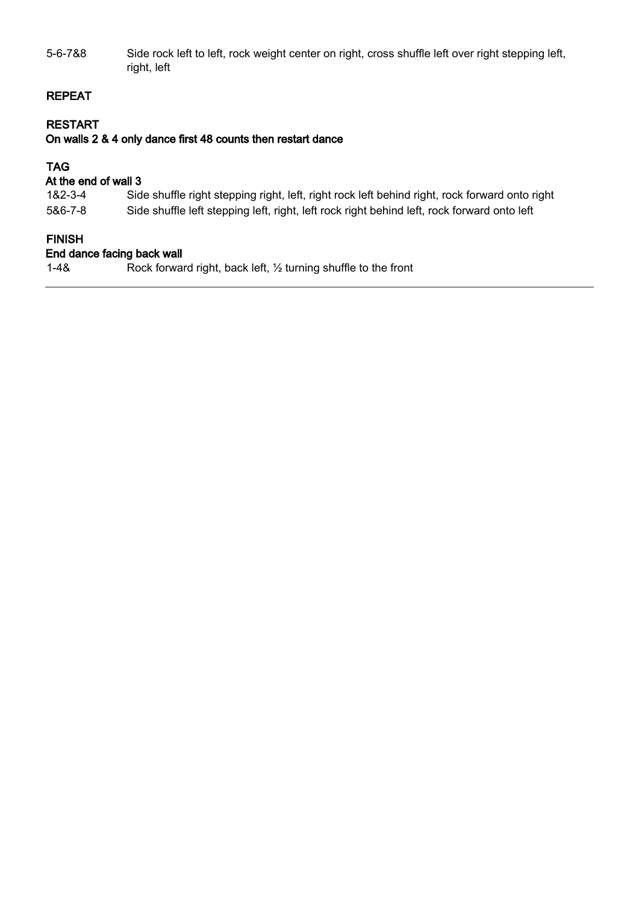5-6-7&8 Side rock left to left, rock weight center on right, cross shuffle left over right stepping left, right, left

**REPEAT**

**RESTART**

**On walls 2 & 4 only dance first 48 counts then restart dance**

**TAG**

**At the end of wall 3**

1&2-3-4 Side shuffle right stepping right, left, right rock left behind right, rock forward onto right

5&6-7-8 Side shuffle left stepping left, right, left rock right behind left, rock forward onto left

**FINISH**

**End dance facing back wall**

1-4& Rock forward right, back left, ½ turning shuffle to the front

---